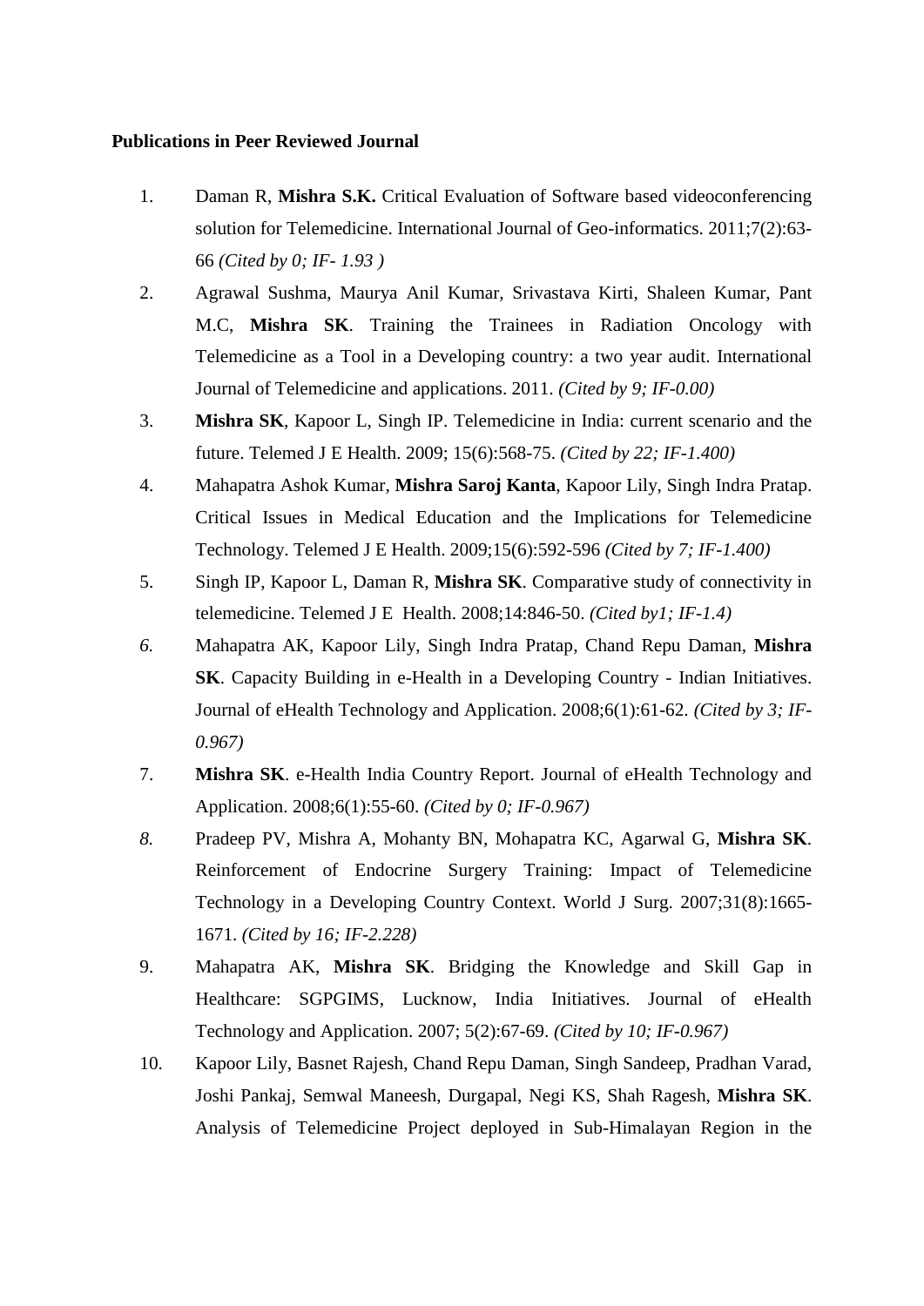**Publications in Peer Reviewed Journal**

1. Daman R, **Mishra S.K.** Critical Evaluation of Software based videoconferencing solution for Telemedicine. International Journal of Geo-informatics. 2011;7(2):63-66 *(Cited by 0; IF- 1.93 )*
2. Agrawal Sushma, Maurya Anil Kumar, Srivastava Kirti, Shaleen Kumar, Pant M.C, **Mishra SK**. Training the Trainees in Radiation Oncology with Telemedicine as a Tool in a Developing country: a two year audit. International Journal of Telemedicine and applications. 2011. *(Cited by 9; IF-0.00)*
3. **Mishra SK**, Kapoor L, Singh IP. Telemedicine in India: current scenario and the future. Telemed J E Health. 2009; 15(6):568-75. *(Cited by 22; IF-1.400)*
4. Mahapatra Ashok Kumar, **Mishra Saroj Kanta**, Kapoor Lily, Singh Indra Pratap. Critical Issues in Medical Education and the Implications for Telemedicine Technology. Telemed J E Health. 2009;15(6):592-596 *(Cited by 7; IF-1.400)*
5. Singh IP, Kapoor L, Daman R, **Mishra SK**. Comparative study of connectivity in telemedicine. Telemed J E Health. 2008;14:846-50. *(Cited by1; IF-1.4)*
6. Mahapatra AK, Kapoor Lily, Singh Indra Pratap, Chand Repu Daman, **Mishra SK**. Capacity Building in e-Health in a Developing Country - Indian Initiatives. Journal of eHealth Technology and Application. 2008;6(1):61-62. *(Cited by 3; IF-0.967)*
7. **Mishra SK**. e-Health India Country Report. Journal of eHealth Technology and Application. 2008;6(1):55-60. *(Cited by 0; IF-0.967)*
8. Pradeep PV, Mishra A, Mohanty BN, Mohapatra KC, Agarwal G, **Mishra SK**. Reinforcement of Endocrine Surgery Training: Impact of Telemedicine Technology in a Developing Country Context. World J Surg. 2007;31(8):1665-1671. *(Cited by 16; IF-2.228)*
9. Mahapatra AK, **Mishra SK**. Bridging the Knowledge and Skill Gap in Healthcare: SGPGIMS, Lucknow, India Initiatives. Journal of eHealth Technology and Application. 2007; 5(2):67-69. *(Cited by 10; IF-0.967)*
10. Kapoor Lily, Basnet Rajesh, Chand Repu Daman, Singh Sandeep, Pradhan Varad, Joshi Pankaj, Semwal Maneesh, Durgapal, Negi KS, Shah Ragesh, **Mishra SK**. Analysis of Telemedicine Project deployed in Sub-Himalayan Region in the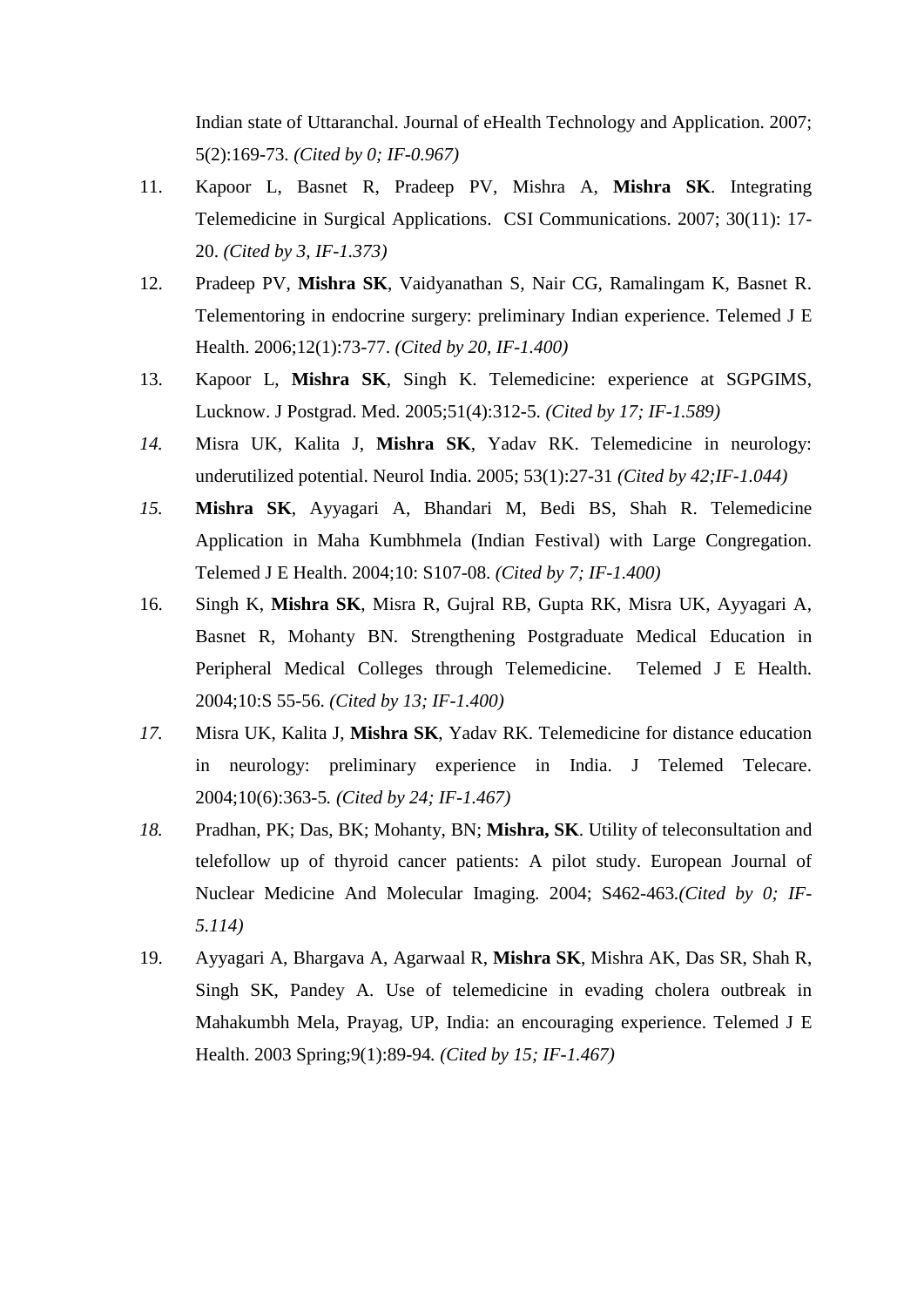Indian state of Uttaranchal. Journal of eHealth Technology and Application. 2007; 5(2):169-73. *(Cited by 0; IF-0.967)*

11. Kapoor L, Basnet R, Pradeep PV, Mishra A, **Mishra SK**. Integrating Telemedicine in Surgical Applications. CSI Communications. 2007; 30(11): 17-20. *(Cited by 3, IF-1.373)*
12. Pradeep PV, **Mishra SK**, Vaidyanathan S, Nair CG, Ramalingam K, Basnet R. Telementoring in endocrine surgery: preliminary Indian experience. Telemed J E Health. 2006;12(1):73-77. *(Cited by 20, IF-1.400)*
13. Kapoor L, **Mishra SK**, Singh K. Telemedicine: experience at SGPGIMS, Lucknow. J Postgrad. Med. 2005;51(4):312-5. *(Cited by 17; IF-1.589)*
14. Misra UK, Kalita J, **Mishra SK**, Yadav RK. Telemedicine in neurology: underutilized potential. Neurol India. 2005; 53(1):27-31 *(Cited by 42;IF-1.044)*
15. **Mishra SK**, Ayyagari A, Bhandari M, Bedi BS, Shah R. Telemedicine Application in Maha Kumbhmela (Indian Festival) with Large Congregation. Telemed J E Health. 2004;10: S107-08. *(Cited by 7; IF-1.400)*
16. Singh K, **Mishra SK**, Misra R, Gujral RB, Gupta RK, Misra UK, Ayyagari A, Basnet R, Mohanty BN. Strengthening Postgraduate Medical Education in Peripheral Medical Colleges through Telemedicine. Telemed J E Health. 2004;10:S 55-56. *(Cited by 13; IF-1.400)*
17. Misra UK, Kalita J, **Mishra SK**, Yadav RK. Telemedicine for distance education in neurology: preliminary experience in India. J Telemed Telecare. 2004;10(6):363-5. *(Cited by 24; IF-1.467)*
18. Pradhan, PK; Das, BK; Mohanty, BN; **Mishra, SK**. Utility of teleconsultation and telefollow up of thyroid cancer patients: A pilot study. European Journal of Nuclear Medicine And Molecular Imaging. 2004; S462-463.*(Cited by 0; IF-5.114)*
19. Ayyagari A, Bhargava A, Agarwaal R, **Mishra SK**, Mishra AK, Das SR, Shah R, Singh SK, Pandey A. Use of telemedicine in evading cholera outbreak in Mahakumbh Mela, Prayag, UP, India: an encouraging experience. Telemed J E Health. 2003 Spring;9(1):89-94. *(Cited by 15; IF-1.467)*